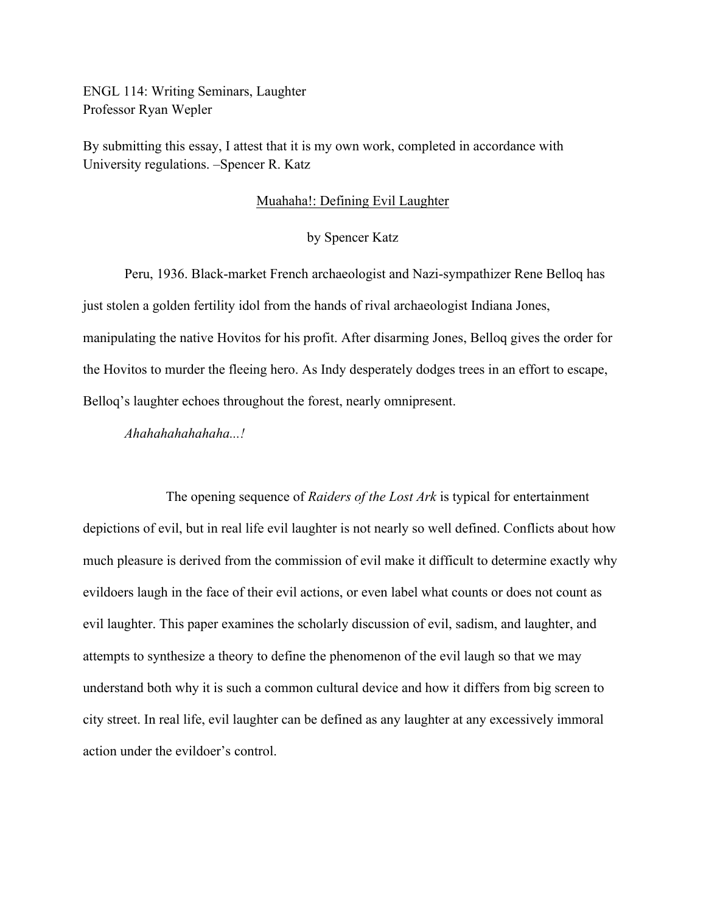ENGL 114: Writing Seminars, Laughter
Professor Ryan Wepler

By submitting this essay, I attest that it is my own work, completed in accordance with University regulations. –Spencer R. Katz

# Muahaha!: Defining Evil Laughter

by Spencer Katz

Peru, 1936. Black-market French archaeologist and Nazi-sympathizer Rene Belloq has just stolen a golden fertility idol from the hands of rival archaeologist Indiana Jones, manipulating the native Hovitos for his profit. After disarming Jones, Belloq gives the order for the Hovitos to murder the fleeing hero. As Indy desperately dodges trees in an effort to escape, Belloq's laughter echoes throughout the forest, nearly omnipresent.

*Ahahahahahahaha...!*

The opening sequence of *Raiders of the Lost Ark* is typical for entertainment depictions of evil, but in real life evil laughter is not nearly so well defined. Conflicts about how much pleasure is derived from the commission of evil make it difficult to determine exactly why evildoers laugh in the face of their evil actions, or even label what counts or does not count as evil laughter. This paper examines the scholarly discussion of evil, sadism, and laughter, and attempts to synthesize a theory to define the phenomenon of the evil laugh so that we may understand both why it is such a common cultural device and how it differs from big screen to city street. In real life, evil laughter can be defined as any laughter at any excessively immoral action under the evildoer's control.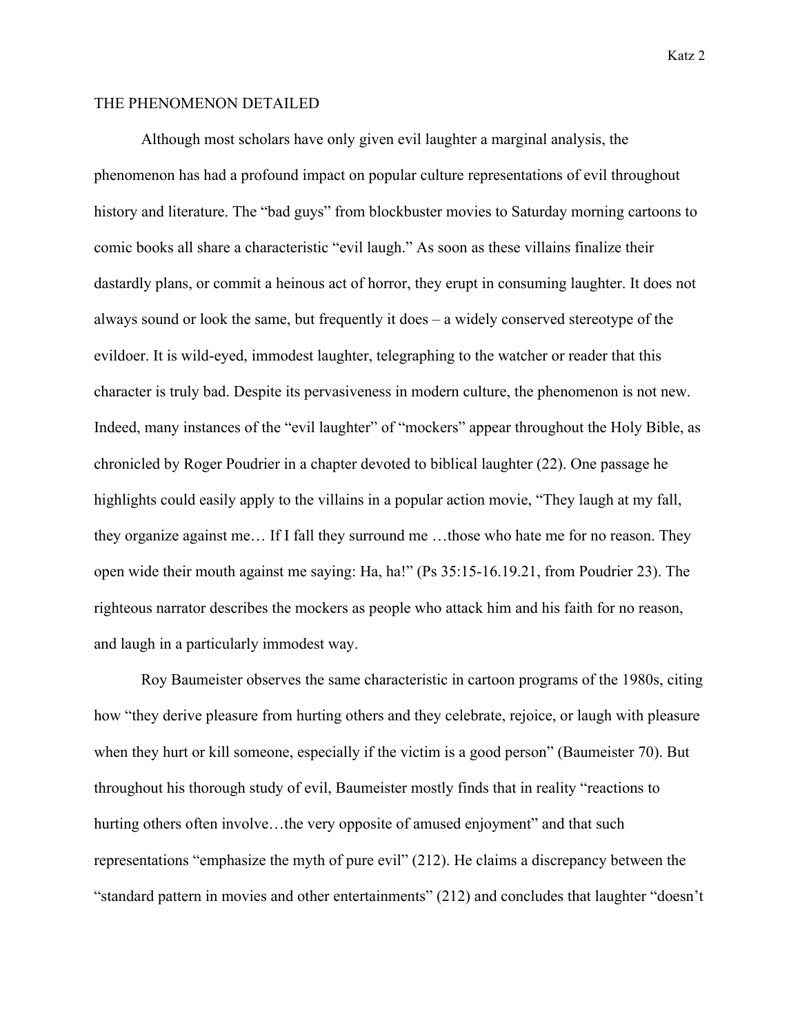## THE PHENOMENON DETAILED

Although most scholars have only given evil laughter a marginal analysis, the phenomenon has had a profound impact on popular culture representations of evil throughout history and literature. The "bad guys" from blockbuster movies to Saturday morning cartoons to comic books all share a characteristic "evil laugh." As soon as these villains finalize their dastardly plans, or commit a heinous act of horror, they erupt in consuming laughter. It does not always sound or look the same, but frequently it does – a widely conserved stereotype of the evildoer. It is wild-eyed, immodest laughter, telegraphing to the watcher or reader that this character is truly bad. Despite its pervasiveness in modern culture, the phenomenon is not new. Indeed, many instances of the "evil laughter" of "mockers" appear throughout the Holy Bible, as chronicled by Roger Poudrier in a chapter devoted to biblical laughter (22). One passage he highlights could easily apply to the villains in a popular action movie, "They laugh at my fall, they organize against me… If I fall they surround me …those who hate me for no reason. They open wide their mouth against me saying: Ha, ha!" (Ps 35:15-16.19.21, from Poudrier 23). The righteous narrator describes the mockers as people who attack him and his faith for no reason, and laugh in a particularly immodest way.

Roy Baumeister observes the same characteristic in cartoon programs of the 1980s, citing how "they derive pleasure from hurting others and they celebrate, rejoice, or laugh with pleasure when they hurt or kill someone, especially if the victim is a good person" (Baumeister 70). But throughout his thorough study of evil, Baumeister mostly finds that in reality "reactions to hurting others often involve…the very opposite of amused enjoyment" and that such representations "emphasize the myth of pure evil" (212). He claims a discrepancy between the "standard pattern in movies and other entertainments" (212) and concludes that laughter "doesn't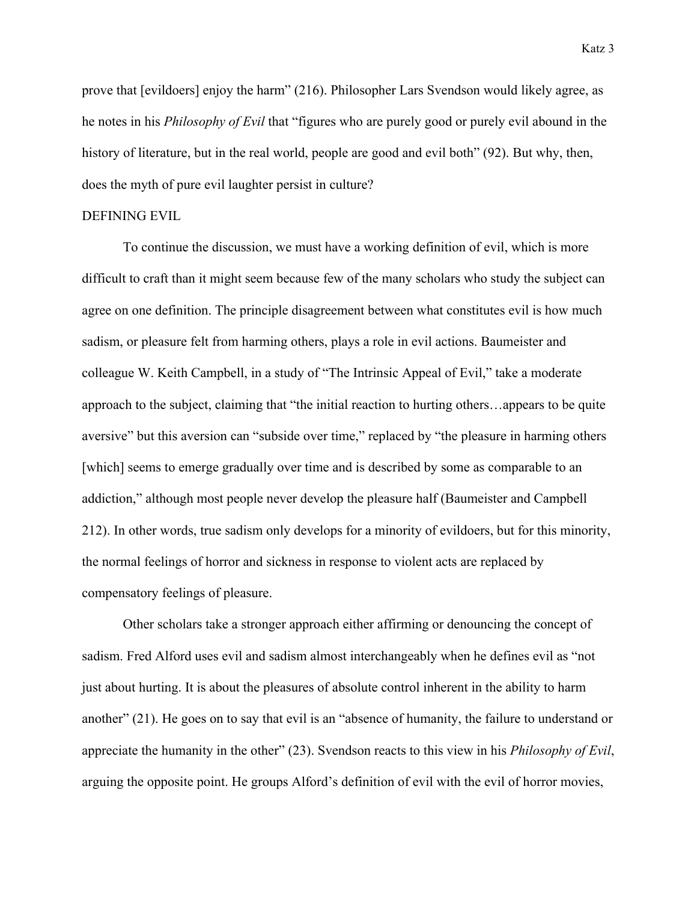prove that [evildoers] enjoy the harm" (216). Philosopher Lars Svendson would likely agree, as he notes in his *Philosophy of Evil* that "figures who are purely good or purely evil abound in the history of literature, but in the real world, people are good and evil both" (92). But why, then, does the myth of pure evil laughter persist in culture?

## DEFINING EVIL

To continue the discussion, we must have a working definition of evil, which is more difficult to craft than it might seem because few of the many scholars who study the subject can agree on one definition. The principle disagreement between what constitutes evil is how much sadism, or pleasure felt from harming others, plays a role in evil actions. Baumeister and colleague W. Keith Campbell, in a study of "The Intrinsic Appeal of Evil," take a moderate approach to the subject, claiming that "the initial reaction to hurting others…appears to be quite aversive" but this aversion can "subside over time," replaced by "the pleasure in harming others [which] seems to emerge gradually over time and is described by some as comparable to an addiction," although most people never develop the pleasure half (Baumeister and Campbell 212). In other words, true sadism only develops for a minority of evildoers, but for this minority, the normal feelings of horror and sickness in response to violent acts are replaced by compensatory feelings of pleasure.

Other scholars take a stronger approach either affirming or denouncing the concept of sadism. Fred Alford uses evil and sadism almost interchangeably when he defines evil as "not just about hurting. It is about the pleasures of absolute control inherent in the ability to harm another" (21). He goes on to say that evil is an "absence of humanity, the failure to understand or appreciate the humanity in the other" (23). Svendson reacts to this view in his *Philosophy of Evil*, arguing the opposite point. He groups Alford's definition of evil with the evil of horror movies,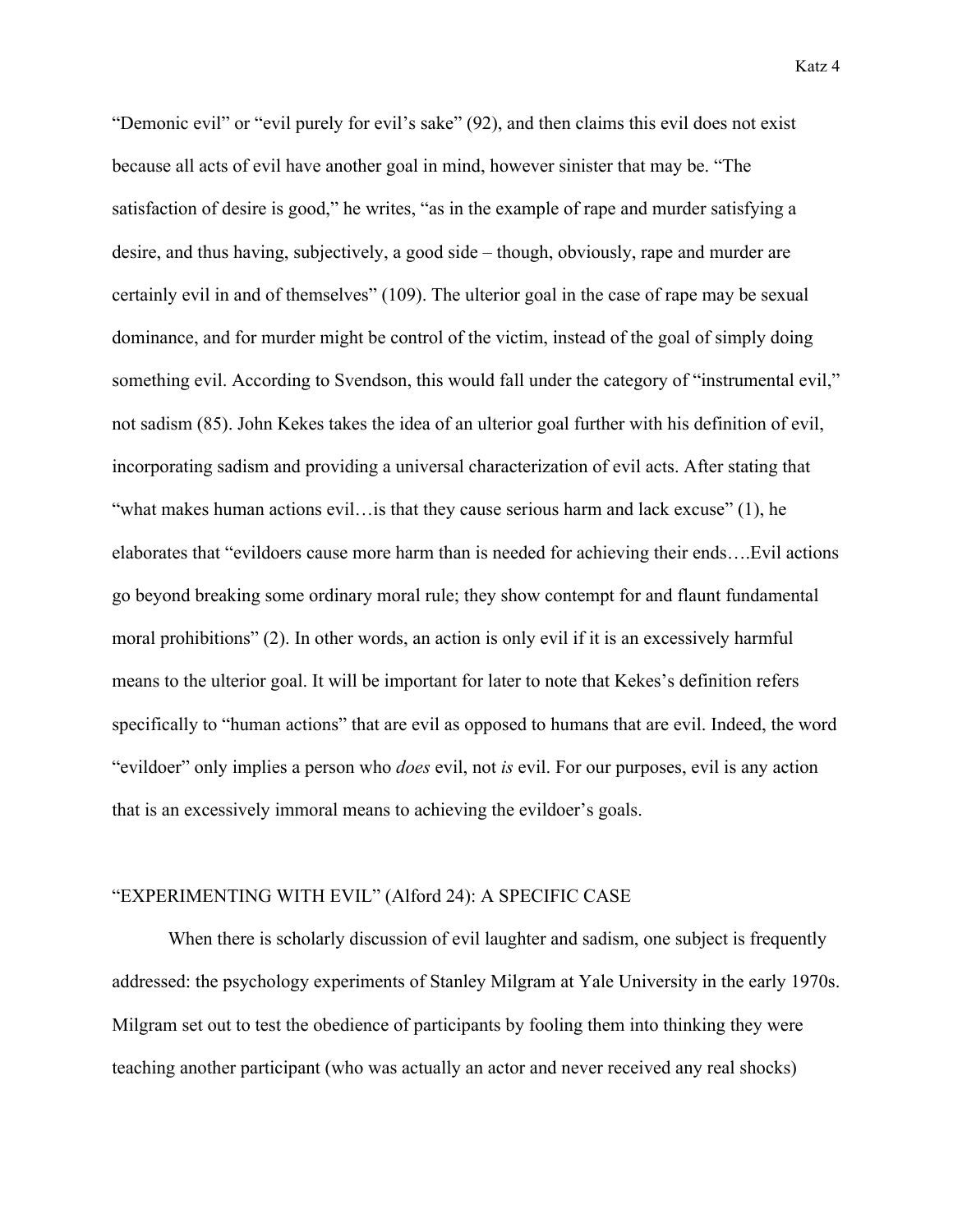"Demonic evil" or "evil purely for evil's sake" (92), and then claims this evil does not exist because all acts of evil have another goal in mind, however sinister that may be. "The satisfaction of desire is good," he writes, "as in the example of rape and murder satisfying a desire, and thus having, subjectively, a good side – though, obviously, rape and murder are certainly evil in and of themselves" (109). The ulterior goal in the case of rape may be sexual dominance, and for murder might be control of the victim, instead of the goal of simply doing something evil. According to Svendson, this would fall under the category of "instrumental evil," not sadism (85). John Kekes takes the idea of an ulterior goal further with his definition of evil, incorporating sadism and providing a universal characterization of evil acts. After stating that "what makes human actions evil…is that they cause serious harm and lack excuse" (1), he elaborates that "evildoers cause more harm than is needed for achieving their ends….Evil actions go beyond breaking some ordinary moral rule; they show contempt for and flaunt fundamental moral prohibitions" (2). In other words, an action is only evil if it is an excessively harmful means to the ulterior goal. It will be important for later to note that Kekes's definition refers specifically to "human actions" that are evil as opposed to humans that are evil. Indeed, the word "evildoer" only implies a person who *does* evil, not *is* evil. For our purposes, evil is any action that is an excessively immoral means to achieving the evildoer's goals.

## "EXPERIMENTING WITH EVIL" (Alford 24): A SPECIFIC CASE

When there is scholarly discussion of evil laughter and sadism, one subject is frequently addressed: the psychology experiments of Stanley Milgram at Yale University in the early 1970s. Milgram set out to test the obedience of participants by fooling them into thinking they were teaching another participant (who was actually an actor and never received any real shocks)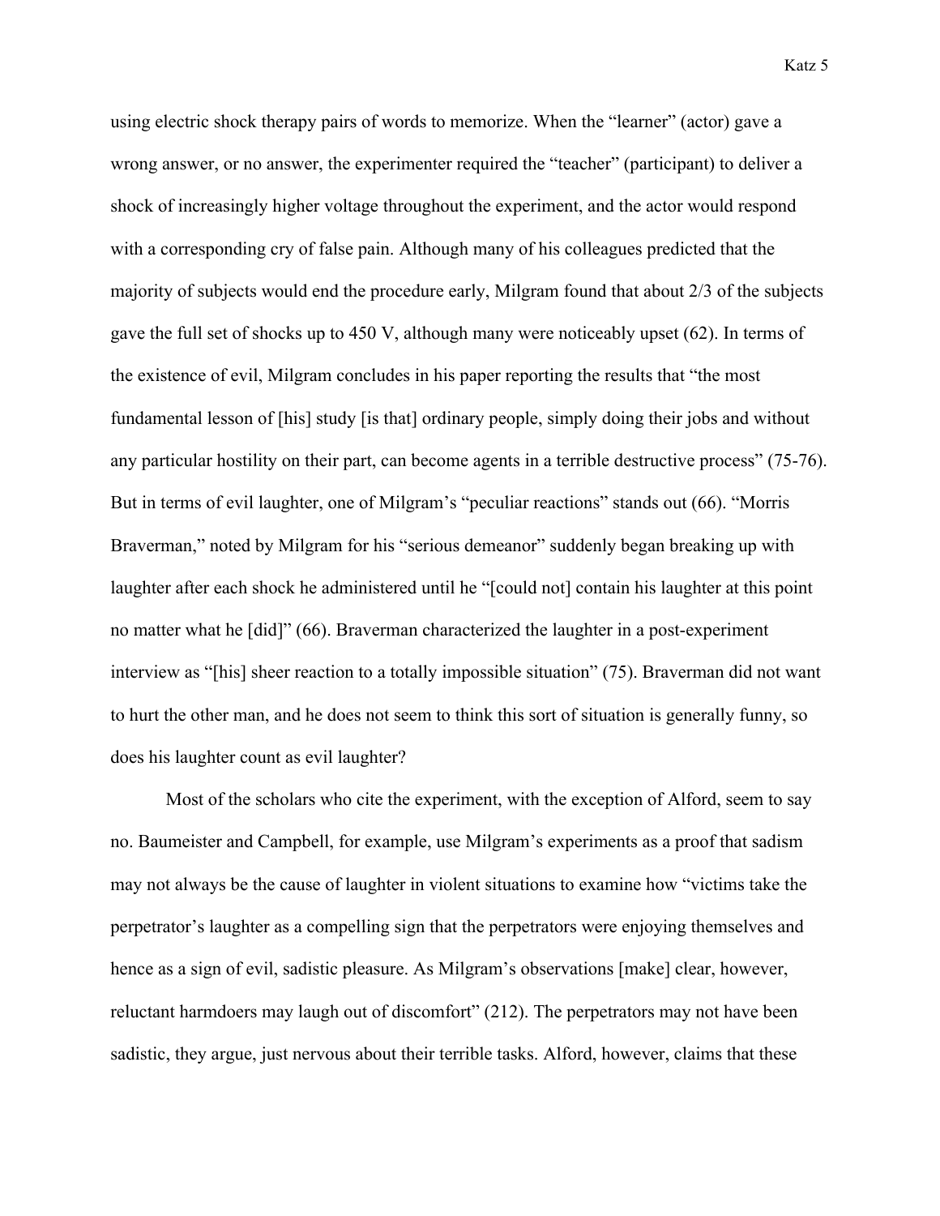using electric shock therapy pairs of words to memorize. When the "learner" (actor) gave a wrong answer, or no answer, the experimenter required the "teacher" (participant) to deliver a shock of increasingly higher voltage throughout the experiment, and the actor would respond with a corresponding cry of false pain. Although many of his colleagues predicted that the majority of subjects would end the procedure early, Milgram found that about 2/3 of the subjects gave the full set of shocks up to 450 V, although many were noticeably upset (62). In terms of the existence of evil, Milgram concludes in his paper reporting the results that "the most fundamental lesson of [his] study [is that] ordinary people, simply doing their jobs and without any particular hostility on their part, can become agents in a terrible destructive process" (75-76). But in terms of evil laughter, one of Milgram's "peculiar reactions" stands out (66). "Morris Braverman," noted by Milgram for his "serious demeanor" suddenly began breaking up with laughter after each shock he administered until he "[could not] contain his laughter at this point no matter what he [did]" (66). Braverman characterized the laughter in a post-experiment interview as "[his] sheer reaction to a totally impossible situation" (75). Braverman did not want to hurt the other man, and he does not seem to think this sort of situation is generally funny, so does his laughter count as evil laughter?

Most of the scholars who cite the experiment, with the exception of Alford, seem to say no. Baumeister and Campbell, for example, use Milgram's experiments as a proof that sadism may not always be the cause of laughter in violent situations to examine how "victims take the perpetrator's laughter as a compelling sign that the perpetrators were enjoying themselves and hence as a sign of evil, sadistic pleasure. As Milgram's observations [make] clear, however, reluctant harmdoers may laugh out of discomfort" (212). The perpetrators may not have been sadistic, they argue, just nervous about their terrible tasks. Alford, however, claims that these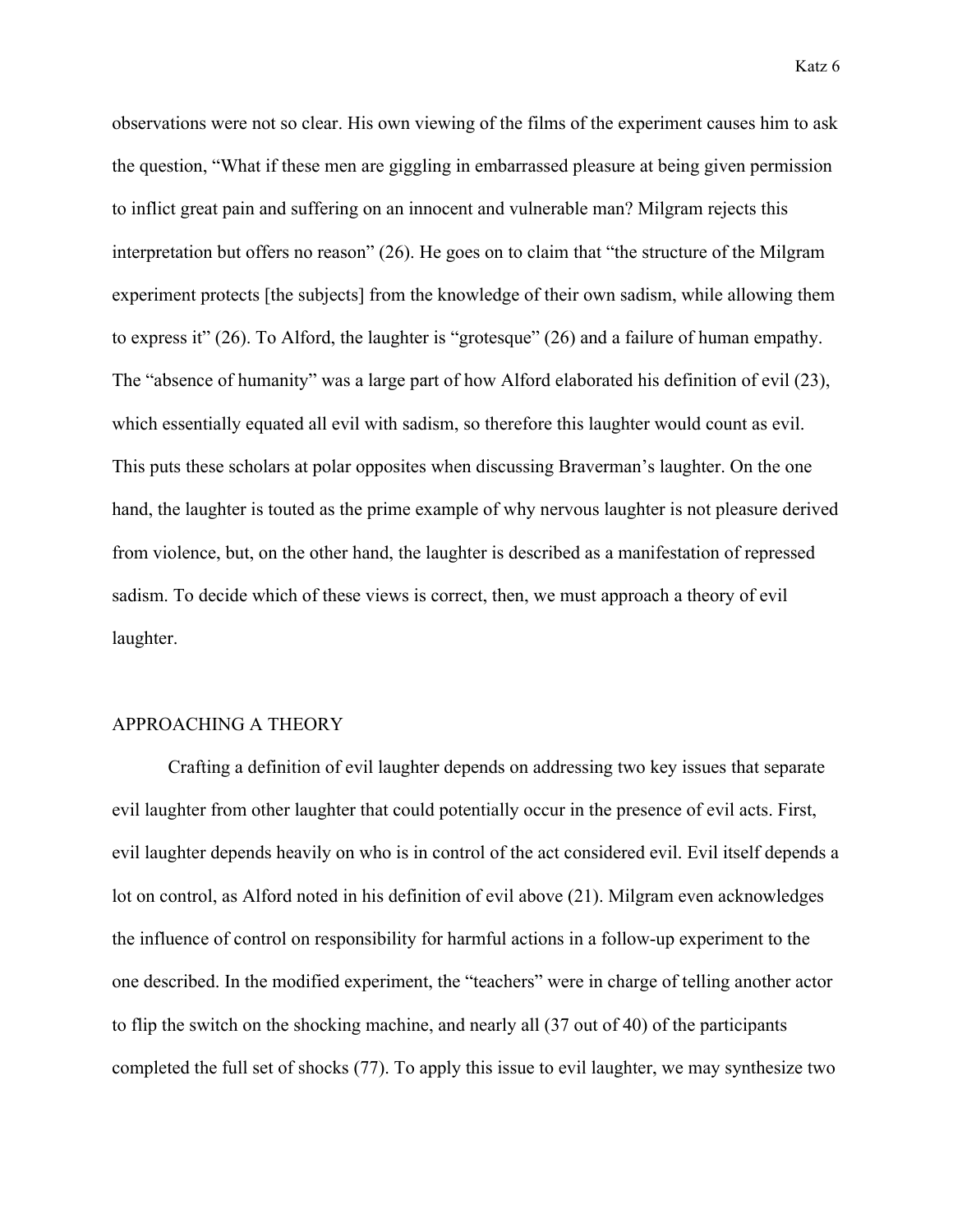observations were not so clear. His own viewing of the films of the experiment causes him to ask the question, "What if these men are giggling in embarrassed pleasure at being given permission to inflict great pain and suffering on an innocent and vulnerable man? Milgram rejects this interpretation but offers no reason" (26). He goes on to claim that "the structure of the Milgram experiment protects [the subjects] from the knowledge of their own sadism, while allowing them to express it" (26). To Alford, the laughter is "grotesque" (26) and a failure of human empathy. The "absence of humanity" was a large part of how Alford elaborated his definition of evil (23), which essentially equated all evil with sadism, so therefore this laughter would count as evil. This puts these scholars at polar opposites when discussing Braverman's laughter. On the one hand, the laughter is touted as the prime example of why nervous laughter is not pleasure derived from violence, but, on the other hand, the laughter is described as a manifestation of repressed sadism. To decide which of these views is correct, then, we must approach a theory of evil laughter.

## APPROACHING A THEORY

Crafting a definition of evil laughter depends on addressing two key issues that separate evil laughter from other laughter that could potentially occur in the presence of evil acts. First, evil laughter depends heavily on who is in control of the act considered evil. Evil itself depends a lot on control, as Alford noted in his definition of evil above (21). Milgram even acknowledges the influence of control on responsibility for harmful actions in a follow-up experiment to the one described. In the modified experiment, the "teachers" were in charge of telling another actor to flip the switch on the shocking machine, and nearly all (37 out of 40) of the participants completed the full set of shocks (77). To apply this issue to evil laughter, we may synthesize two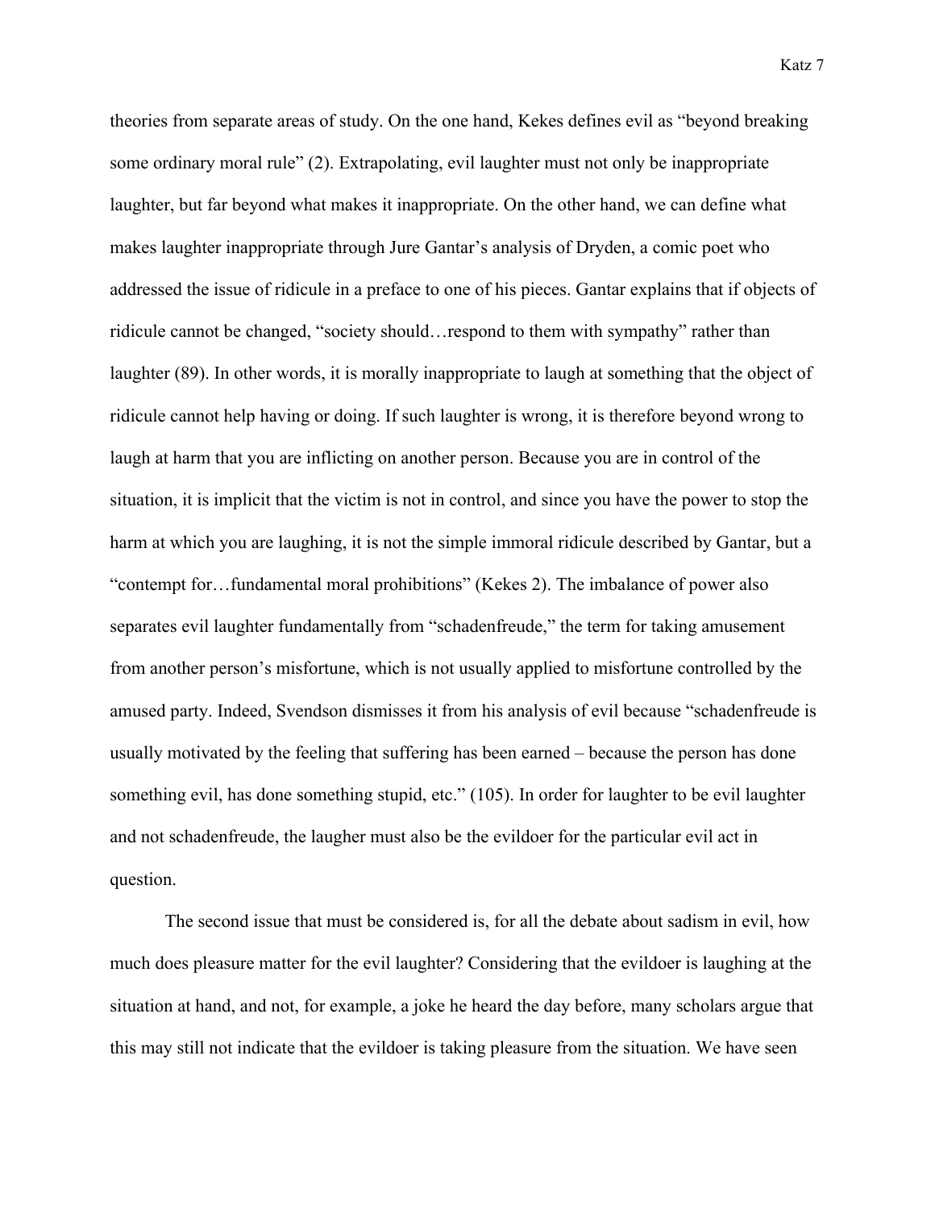theories from separate areas of study. On the one hand, Kekes defines evil as "beyond breaking some ordinary moral rule" (2). Extrapolating, evil laughter must not only be inappropriate laughter, but far beyond what makes it inappropriate. On the other hand, we can define what makes laughter inappropriate through Jure Gantar's analysis of Dryden, a comic poet who addressed the issue of ridicule in a preface to one of his pieces. Gantar explains that if objects of ridicule cannot be changed, "society should…respond to them with sympathy" rather than laughter (89). In other words, it is morally inappropriate to laugh at something that the object of ridicule cannot help having or doing. If such laughter is wrong, it is therefore beyond wrong to laugh at harm that you are inflicting on another person. Because you are in control of the situation, it is implicit that the victim is not in control, and since you have the power to stop the harm at which you are laughing, it is not the simple immoral ridicule described by Gantar, but a "contempt for…fundamental moral prohibitions" (Kekes 2). The imbalance of power also separates evil laughter fundamentally from "schadenfreude," the term for taking amusement from another person's misfortune, which is not usually applied to misfortune controlled by the amused party. Indeed, Svendson dismisses it from his analysis of evil because "schadenfreude is usually motivated by the feeling that suffering has been earned – because the person has done something evil, has done something stupid, etc." (105). In order for laughter to be evil laughter and not schadenfreude, the laugher must also be the evildoer for the particular evil act in question.

The second issue that must be considered is, for all the debate about sadism in evil, how much does pleasure matter for the evil laughter? Considering that the evildoer is laughing at the situation at hand, and not, for example, a joke he heard the day before, many scholars argue that this may still not indicate that the evildoer is taking pleasure from the situation. We have seen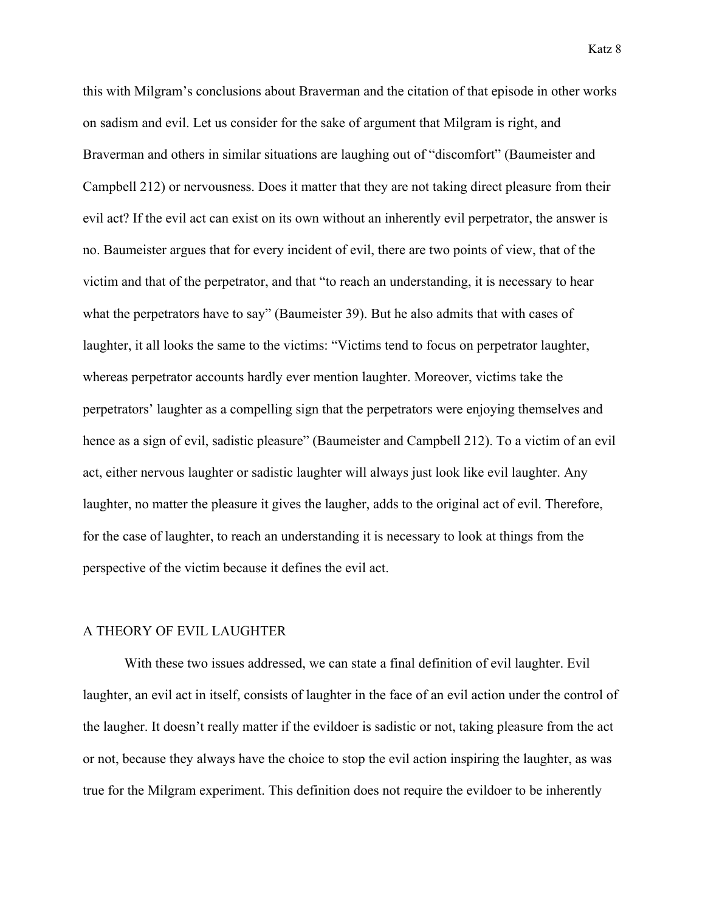this with Milgram's conclusions about Braverman and the citation of that episode in other works on sadism and evil. Let us consider for the sake of argument that Milgram is right, and Braverman and others in similar situations are laughing out of "discomfort" (Baumeister and Campbell 212) or nervousness. Does it matter that they are not taking direct pleasure from their evil act? If the evil act can exist on its own without an inherently evil perpetrator, the answer is no. Baumeister argues that for every incident of evil, there are two points of view, that of the victim and that of the perpetrator, and that "to reach an understanding, it is necessary to hear what the perpetrators have to say" (Baumeister 39). But he also admits that with cases of laughter, it all looks the same to the victims: "Victims tend to focus on perpetrator laughter, whereas perpetrator accounts hardly ever mention laughter. Moreover, victims take the perpetrators' laughter as a compelling sign that the perpetrators were enjoying themselves and hence as a sign of evil, sadistic pleasure" (Baumeister and Campbell 212). To a victim of an evil act, either nervous laughter or sadistic laughter will always just look like evil laughter. Any laughter, no matter the pleasure it gives the laugher, adds to the original act of evil. Therefore, for the case of laughter, to reach an understanding it is necessary to look at things from the perspective of the victim because it defines the evil act.

## A THEORY OF EVIL LAUGHTER

With these two issues addressed, we can state a final definition of evil laughter. Evil laughter, an evil act in itself, consists of laughter in the face of an evil action under the control of the laugher. It doesn't really matter if the evildoer is sadistic or not, taking pleasure from the act or not, because they always have the choice to stop the evil action inspiring the laughter, as was true for the Milgram experiment. This definition does not require the evildoer to be inherently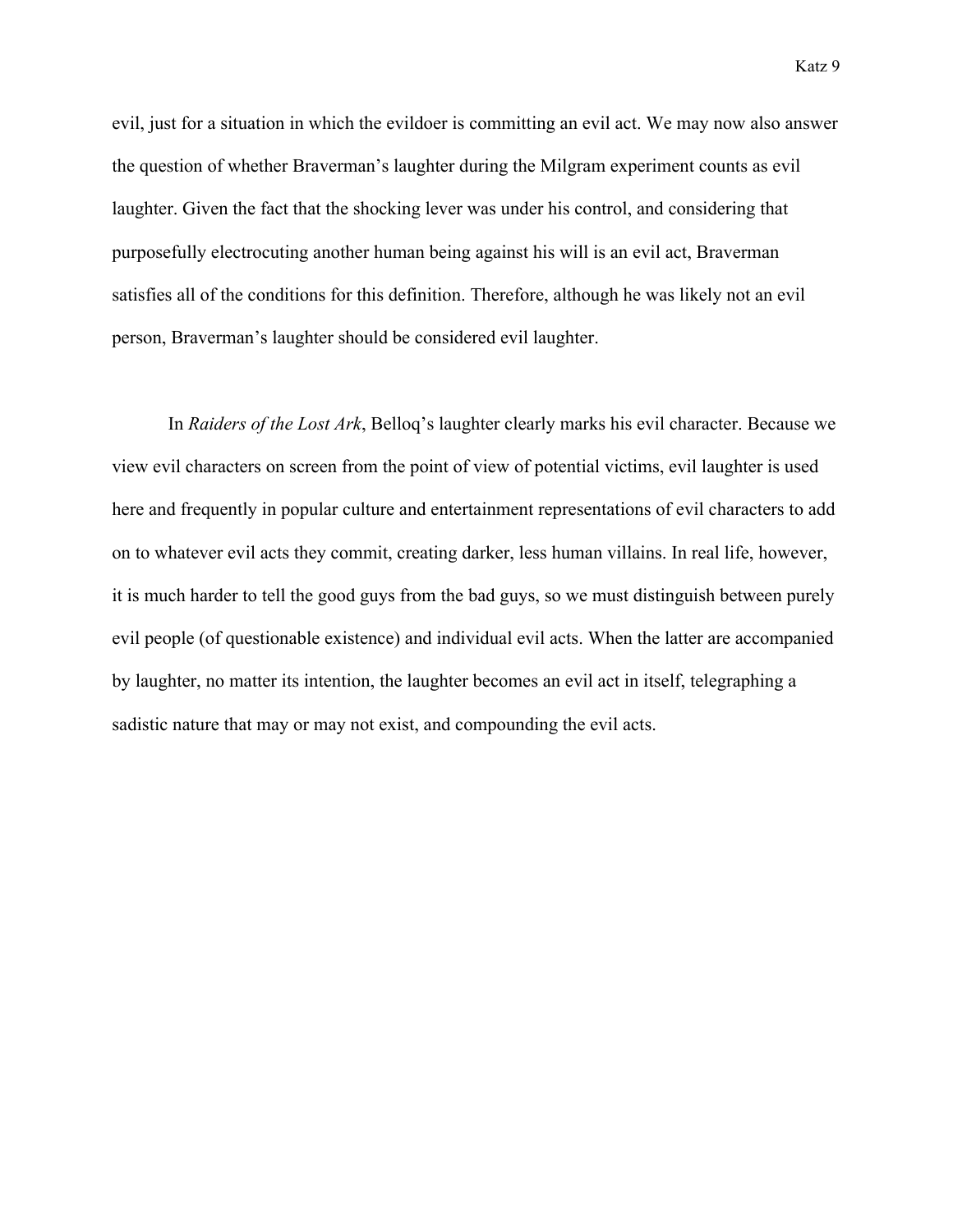evil, just for a situation in which the evildoer is committing an evil act. We may now also answer the question of whether Braverman's laughter during the Milgram experiment counts as evil laughter. Given the fact that the shocking lever was under his control, and considering that purposefully electrocuting another human being against his will is an evil act, Braverman satisfies all of the conditions for this definition. Therefore, although he was likely not an evil person, Braverman's laughter should be considered evil laughter.

In *Raiders of the Lost Ark*, Belloq's laughter clearly marks his evil character. Because we view evil characters on screen from the point of view of potential victims, evil laughter is used here and frequently in popular culture and entertainment representations of evil characters to add on to whatever evil acts they commit, creating darker, less human villains. In real life, however, it is much harder to tell the good guys from the bad guys, so we must distinguish between purely evil people (of questionable existence) and individual evil acts. When the latter are accompanied by laughter, no matter its intention, the laughter becomes an evil act in itself, telegraphing a sadistic nature that may or may not exist, and compounding the evil acts.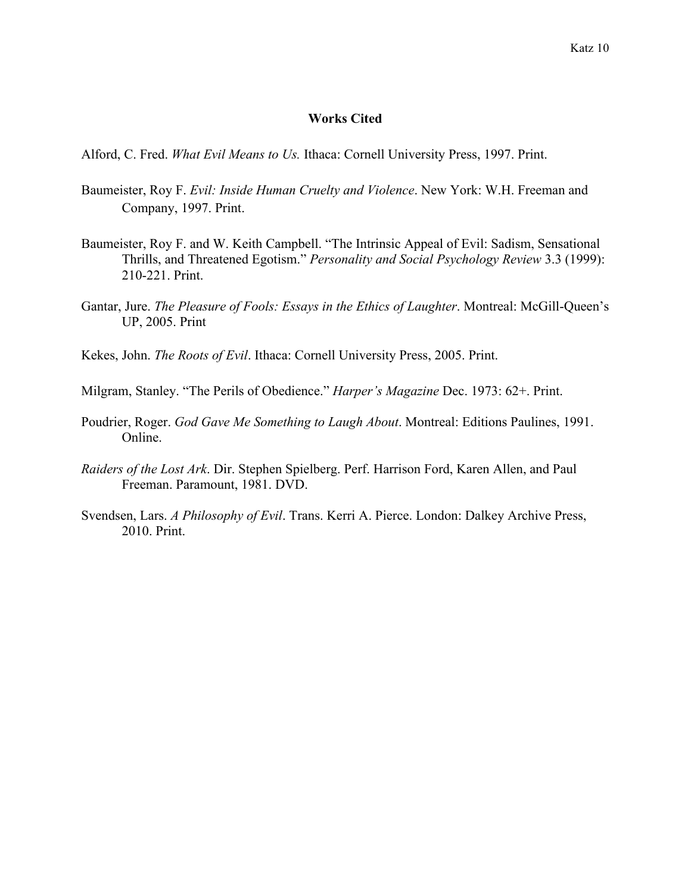## Works Cited

Alford, C. Fred. *What Evil Means to Us.* Ithaca: Cornell University Press, 1997. Print.

Baumeister, Roy F. *Evil: Inside Human Cruelty and Violence*. New York: W.H. Freeman and Company, 1997. Print.

Baumeister, Roy F. and W. Keith Campbell. "The Intrinsic Appeal of Evil: Sadism, Sensational Thrills, and Threatened Egotism." *Personality and Social Psychology Review* 3.3 (1999): 210-221. Print.

Gantar, Jure. *The Pleasure of Fools: Essays in the Ethics of Laughter*. Montreal: McGill-Queen's UP, 2005. Print

Kekes, John. *The Roots of Evil*. Ithaca: Cornell University Press, 2005. Print.

Milgram, Stanley. "The Perils of Obedience." *Harper's Magazine* Dec. 1973: 62+. Print.

Poudrier, Roger. *God Gave Me Something to Laugh About*. Montreal: Editions Paulines, 1991. Online.

*Raiders of the Lost Ark*. Dir. Stephen Spielberg. Perf. Harrison Ford, Karen Allen, and Paul Freeman. Paramount, 1981. DVD.

Svendsen, Lars. *A Philosophy of Evil*. Trans. Kerri A. Pierce. London: Dalkey Archive Press, 2010. Print.